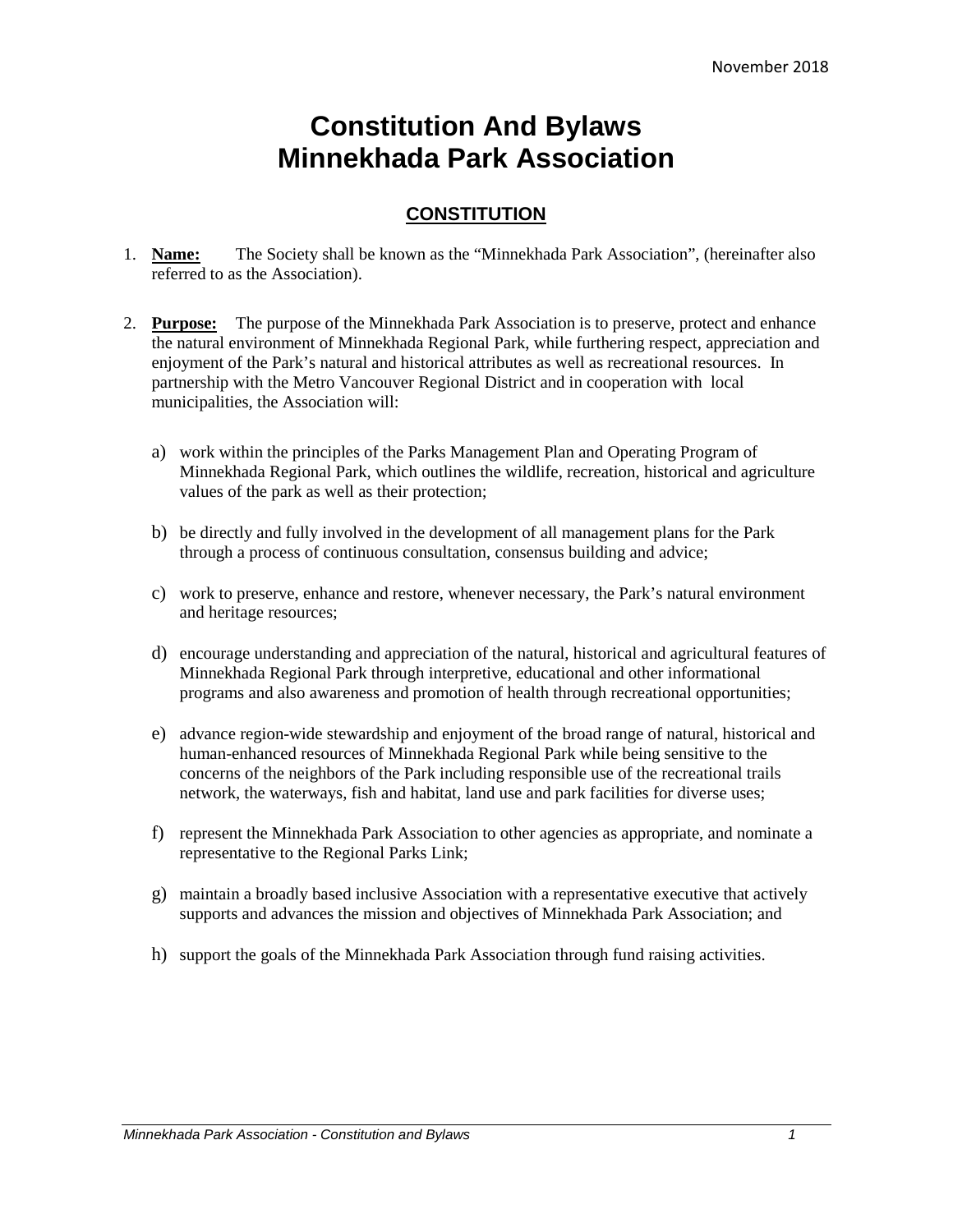November 2018

# Constitution And Bylaws
# Minnekhada Park Association

## CONSTITUTION

1. **Name:** The Society shall be known as the "Minnekhada Park Association", (hereinafter also referred to as the Association).

2. **Purpose:** The purpose of the Minnekhada Park Association is to preserve, protect and enhance the natural environment of Minnekhada Regional Park, while furthering respect, appreciation and enjoyment of the Park's natural and historical attributes as well as recreational resources. In partnership with the Metro Vancouver Regional District and in cooperation with local municipalities, the Association will:

   a) work within the principles of the Parks Management Plan and Operating Program of Minnekhada Regional Park, which outlines the wildlife, recreation, historical and agriculture values of the park as well as their protection;

   b) be directly and fully involved in the development of all management plans for the Park through a process of continuous consultation, consensus building and advice;

   c) work to preserve, enhance and restore, whenever necessary, the Park's natural environment and heritage resources;

   d) encourage understanding and appreciation of the natural, historical and agricultural features of Minnekhada Regional Park through interpretive, educational and other informational programs and also awareness and promotion of health through recreational opportunities;

   e) advance region-wide stewardship and enjoyment of the broad range of natural, historical and human-enhanced resources of Minnekhada Regional Park while being sensitive to the concerns of the neighbors of the Park including responsible use of the recreational trails network, the waterways, fish and habitat, land use and park facilities for diverse uses;

   f) represent the Minnekhada Park Association to other agencies as appropriate, and nominate a representative to the Regional Parks Link;

   g) maintain a broadly based inclusive Association with a representative executive that actively supports and advances the mission and objectives of Minnekhada Park Association; and

   h) support the goals of the Minnekhada Park Association through fund raising activities.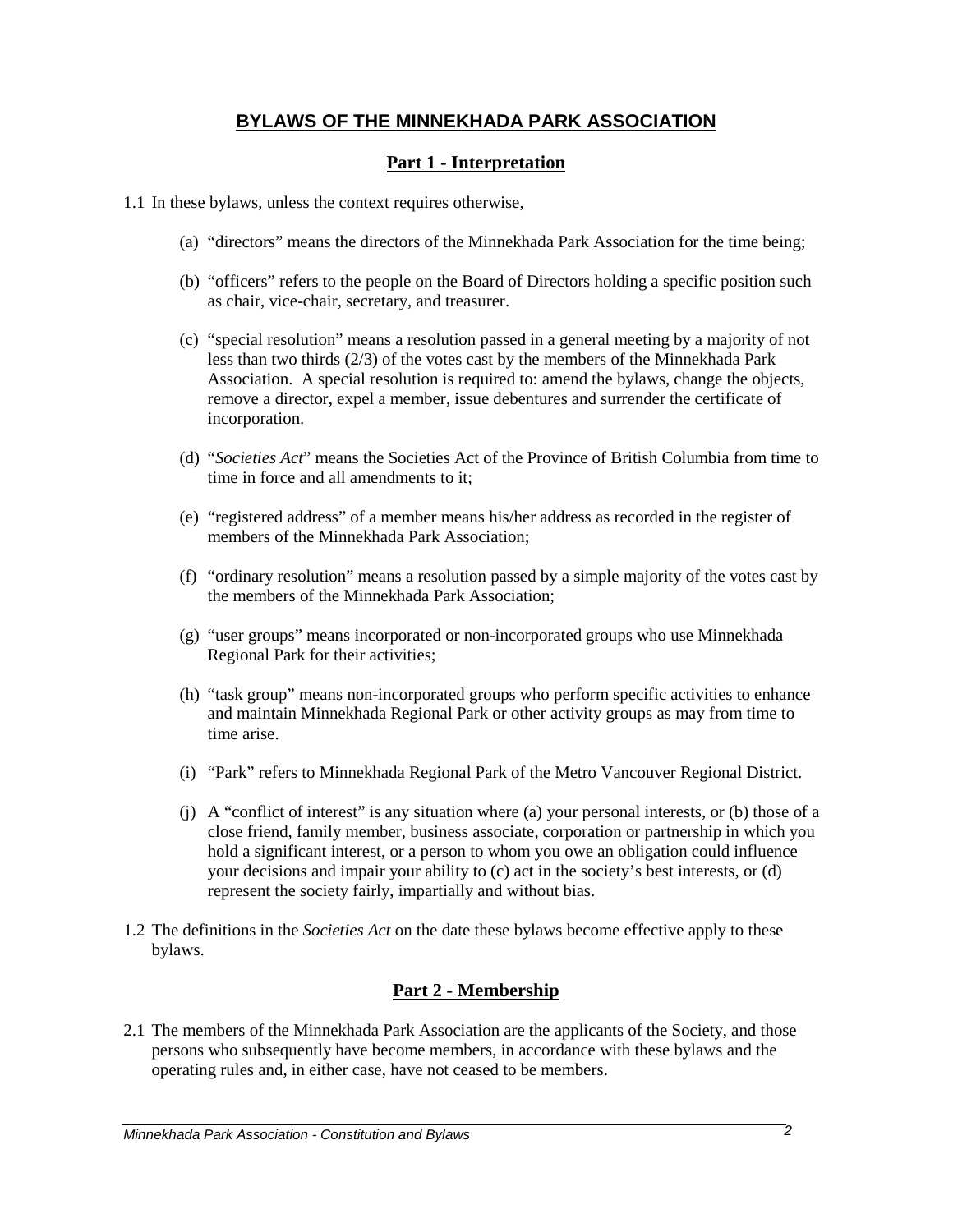# BYLAWS OF THE MINNEKHADA PARK ASSOCIATION

## Part 1 - Interpretation

1.1 In these bylaws, unless the context requires otherwise,

(a) “directors” means the directors of the Minnekhada Park Association for the time being;

(b) “officers” refers to the people on the Board of Directors holding a specific position such as chair, vice-chair, secretary, and treasurer.

(c) “special resolution” means a resolution passed in a general meeting by a majority of not less than two thirds (2/3) of the votes cast by the members of the Minnekhada Park Association. A special resolution is required to: amend the bylaws, change the objects, remove a director, expel a member, issue debentures and surrender the certificate of incorporation.

(d) “*Societies Act*” means the Societies Act of the Province of British Columbia from time to time in force and all amendments to it;

(e) “registered address” of a member means his/her address as recorded in the register of members of the Minnekhada Park Association;

(f) “ordinary resolution” means a resolution passed by a simple majority of the votes cast by the members of the Minnekhada Park Association;

(g) “user groups” means incorporated or non-incorporated groups who use Minnekhada Regional Park for their activities;

(h) “task group” means non-incorporated groups who perform specific activities to enhance and maintain Minnekhada Regional Park or other activity groups as may from time to time arise.

(i) “Park” refers to Minnekhada Regional Park of the Metro Vancouver Regional District.

(j) A “conflict of interest” is any situation where (a) your personal interests, or (b) those of a close friend, family member, business associate, corporation or partnership in which you hold a significant interest, or a person to whom you owe an obligation could influence your decisions and impair your ability to (c) act in the society’s best interests, or (d) represent the society fairly, impartially and without bias.

1.2 The definitions in the *Societies Act* on the date these bylaws become effective apply to these bylaws.

## Part 2 - Membership

2.1 The members of the Minnekhada Park Association are the applicants of the Society, and those persons who subsequently have become members, in accordance with these bylaws and the operating rules and, in either case, have not ceased to be members.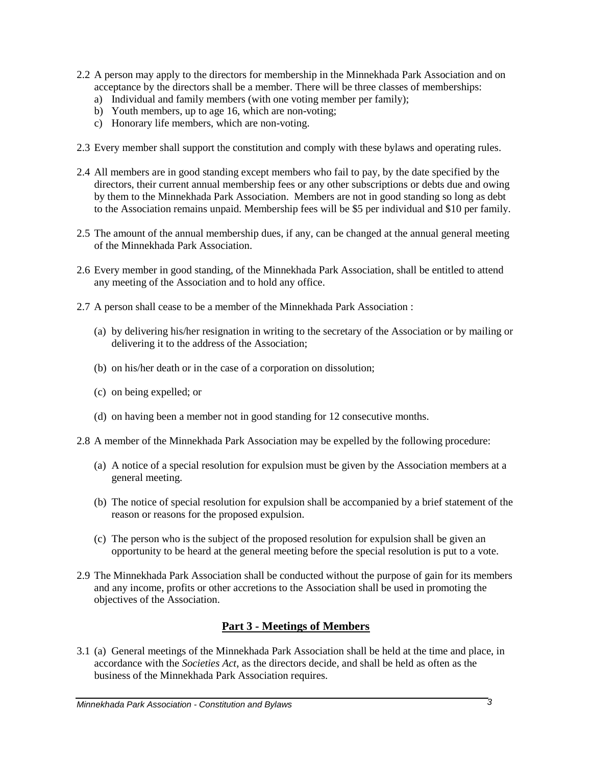2.2 A person may apply to the directors for membership in the Minnekhada Park Association and on acceptance by the directors shall be a member. There will be three classes of memberships:
   a) Individual and family members (with one voting member per family);
   b) Youth members, up to age 16, which are non-voting;
   c) Honorary life members, which are non-voting.

2.3 Every member shall support the constitution and comply with these bylaws and operating rules.

2.4 All members are in good standing except members who fail to pay, by the date specified by the directors, their current annual membership fees or any other subscriptions or debts due and owing by them to the Minnekhada Park Association. Members are not in good standing so long as debt to the Association remains unpaid. Membership fees will be $5 per individual and $10 per family.

2.5 The amount of the annual membership dues, if any, can be changed at the annual general meeting of the Minnekhada Park Association.

2.6 Every member in good standing, of the Minnekhada Park Association, shall be entitled to attend any meeting of the Association and to hold any office.

2.7 A person shall cease to be a member of the Minnekhada Park Association :

   (a) by delivering his/her resignation in writing to the secretary of the Association or by mailing or delivering it to the address of the Association;

   (b) on his/her death or in the case of a corporation on dissolution;

   (c) on being expelled; or

   (d) on having been a member not in good standing for 12 consecutive months.

2.8 A member of the Minnekhada Park Association may be expelled by the following procedure:

   (a) A notice of a special resolution for expulsion must be given by the Association members at a general meeting.

   (b) The notice of special resolution for expulsion shall be accompanied by a brief statement of the reason or reasons for the proposed expulsion.

   (c) The person who is the subject of the proposed resolution for expulsion shall be given an opportunity to be heard at the general meeting before the special resolution is put to a vote.

2.9 The Minnekhada Park Association shall be conducted without the purpose of gain for its members and any income, profits or other accretions to the Association shall be used in promoting the objectives of the Association.

## Part 3 - Meetings of Members

3.1 (a) General meetings of the Minnekhada Park Association shall be held at the time and place, in accordance with the *Societies Act*, as the directors decide, and shall be held as often as the business of the Minnekhada Park Association requires.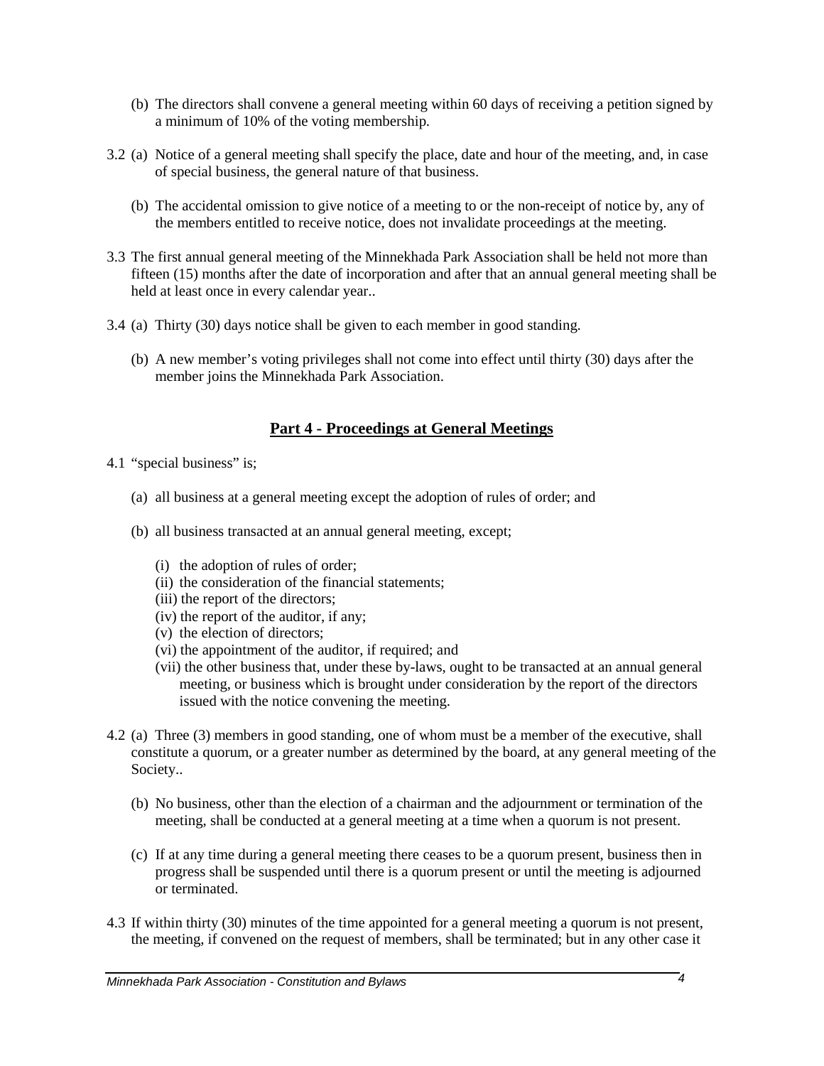(b) The directors shall convene a general meeting within 60 days of receiving a petition signed by a minimum of 10% of the voting membership.

3.2 (a) Notice of a general meeting shall specify the place, date and hour of the meeting, and, in case of special business, the general nature of that business.

(b) The accidental omission to give notice of a meeting to or the non-receipt of notice by, any of the members entitled to receive notice, does not invalidate proceedings at the meeting.

3.3 The first annual general meeting of the Minnekhada Park Association shall be held not more than fifteen (15) months after the date of incorporation and after that an annual general meeting shall be held at least once in every calendar year..

3.4 (a) Thirty (30) days notice shall be given to each member in good standing.

(b) A new member's voting privileges shall not come into effect until thirty (30) days after the member joins the Minnekhada Park Association.

## Part 4 - Proceedings at General Meetings

4.1 "special business" is;

(a) all business at a general meeting except the adoption of rules of order; and

(b) all business transacted at an annual general meeting, except;

(i) the adoption of rules of order;
(ii) the consideration of the financial statements;
(iii) the report of the directors;
(iv) the report of the auditor, if any;
(v) the election of directors;
(vi) the appointment of the auditor, if required; and
(vii) the other business that, under these by-laws, ought to be transacted at an annual general meeting, or business which is brought under consideration by the report of the directors issued with the notice convening the meeting.

4.2 (a) Three (3) members in good standing, one of whom must be a member of the executive, shall constitute a quorum, or a greater number as determined by the board, at any general meeting of the Society..

(b) No business, other than the election of a chairman and the adjournment or termination of the meeting, shall be conducted at a general meeting at a time when a quorum is not present.

(c) If at any time during a general meeting there ceases to be a quorum present, business then in progress shall be suspended until there is a quorum present or until the meeting is adjourned or terminated.

4.3 If within thirty (30) minutes of the time appointed for a general meeting a quorum is not present, the meeting, if convened on the request of members, shall be terminated; but in any other case it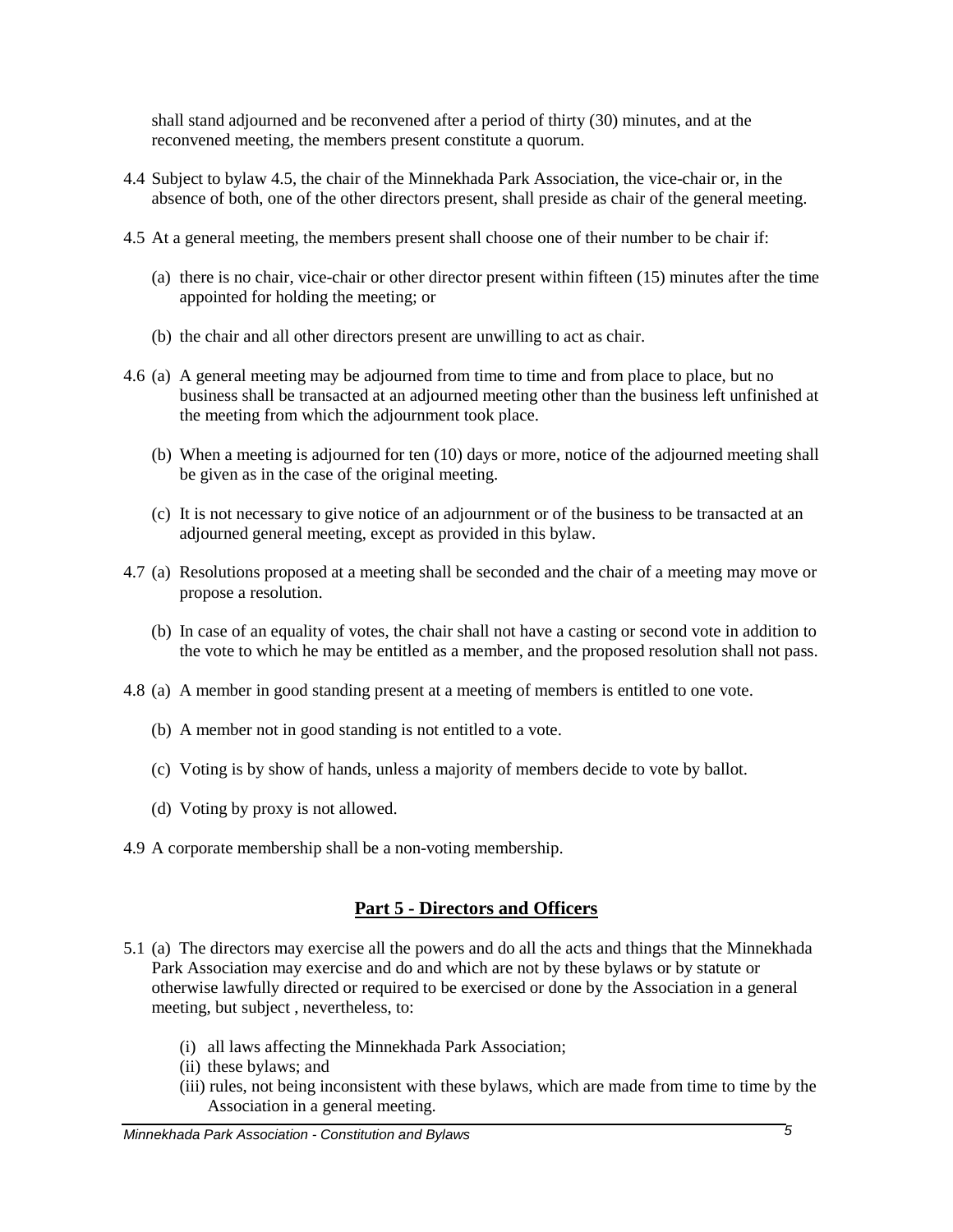shall stand adjourned and be reconvened after a period of thirty (30) minutes, and at the reconvened meeting, the members present constitute a quorum.

4.4 Subject to bylaw 4.5, the chair of the Minnekhada Park Association, the vice-chair or, in the absence of both, one of the other directors present, shall preside as chair of the general meeting.

4.5 At a general meeting, the members present shall choose one of their number to be chair if:

(a) there is no chair, vice-chair or other director present within fifteen (15) minutes after the time appointed for holding the meeting; or

(b) the chair and all other directors present are unwilling to act as chair.

4.6 (a) A general meeting may be adjourned from time to time and from place to place, but no business shall be transacted at an adjourned meeting other than the business left unfinished at the meeting from which the adjournment took place.

(b) When a meeting is adjourned for ten (10) days or more, notice of the adjourned meeting shall be given as in the case of the original meeting.

(c) It is not necessary to give notice of an adjournment or of the business to be transacted at an adjourned general meeting, except as provided in this bylaw.

4.7 (a) Resolutions proposed at a meeting shall be seconded and the chair of a meeting may move or propose a resolution.

(b) In case of an equality of votes, the chair shall not have a casting or second vote in addition to the vote to which he may be entitled as a member, and the proposed resolution shall not pass.

4.8 (a) A member in good standing present at a meeting of members is entitled to one vote.

(b) A member not in good standing is not entitled to a vote.

(c) Voting is by show of hands, unless a majority of members decide to vote by ballot.

(d) Voting by proxy is not allowed.

4.9 A corporate membership shall be a non-voting membership.

## Part 5 - Directors and Officers

5.1 (a) The directors may exercise all the powers and do all the acts and things that the Minnekhada Park Association may exercise and do and which are not by these bylaws or by statute or otherwise lawfully directed or required to be exercised or done by the Association in a general meeting, but subject , nevertheless, to:

(i) all laws affecting the Minnekhada Park Association;
(ii) these bylaws; and
(iii) rules, not being inconsistent with these bylaws, which are made from time to time by the Association in a general meeting.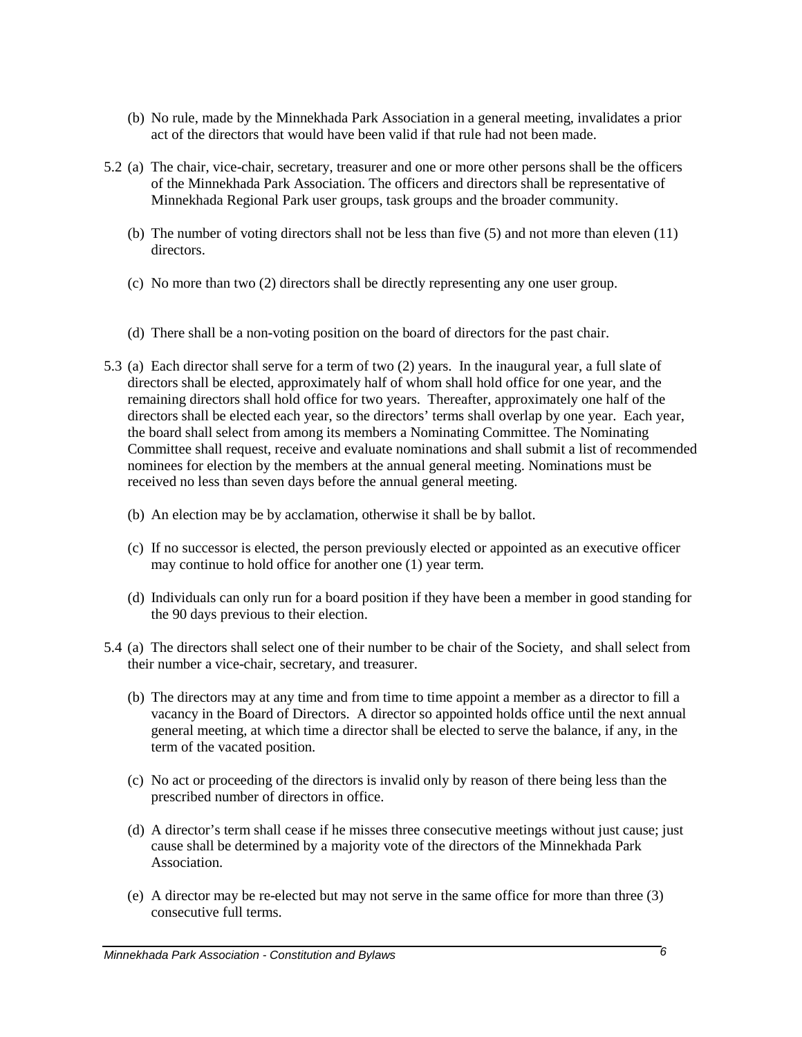(b) No rule, made by the Minnekhada Park Association in a general meeting, invalidates a prior act of the directors that would have been valid if that rule had not been made.

5.2 (a) The chair, vice-chair, secretary, treasurer and one or more other persons shall be the officers of the Minnekhada Park Association. The officers and directors shall be representative of Minnekhada Regional Park user groups, task groups and the broader community.

(b) The number of voting directors shall not be less than five (5) and not more than eleven (11) directors.

(c) No more than two (2) directors shall be directly representing any one user group.

(d) There shall be a non-voting position on the board of directors for the past chair.

5.3 (a) Each director shall serve for a term of two (2) years. In the inaugural year, a full slate of directors shall be elected, approximately half of whom shall hold office for one year, and the remaining directors shall hold office for two years. Thereafter, approximately one half of the directors shall be elected each year, so the directors' terms shall overlap by one year. Each year, the board shall select from among its members a Nominating Committee. The Nominating Committee shall request, receive and evaluate nominations and shall submit a list of recommended nominees for election by the members at the annual general meeting. Nominations must be received no less than seven days before the annual general meeting.

(b) An election may be by acclamation, otherwise it shall be by ballot.

(c) If no successor is elected, the person previously elected or appointed as an executive officer may continue to hold office for another one (1) year term.

(d) Individuals can only run for a board position if they have been a member in good standing for the 90 days previous to their election.

5.4 (a) The directors shall select one of their number to be chair of the Society, and shall select from their number a vice-chair, secretary, and treasurer.

(b) The directors may at any time and from time to time appoint a member as a director to fill a vacancy in the Board of Directors. A director so appointed holds office until the next annual general meeting, at which time a director shall be elected to serve the balance, if any, in the term of the vacated position.

(c) No act or proceeding of the directors is invalid only by reason of there being less than the prescribed number of directors in office.

(d) A director's term shall cease if he misses three consecutive meetings without just cause; just cause shall be determined by a majority vote of the directors of the Minnekhada Park Association.

(e) A director may be re-elected but may not serve in the same office for more than three (3) consecutive full terms.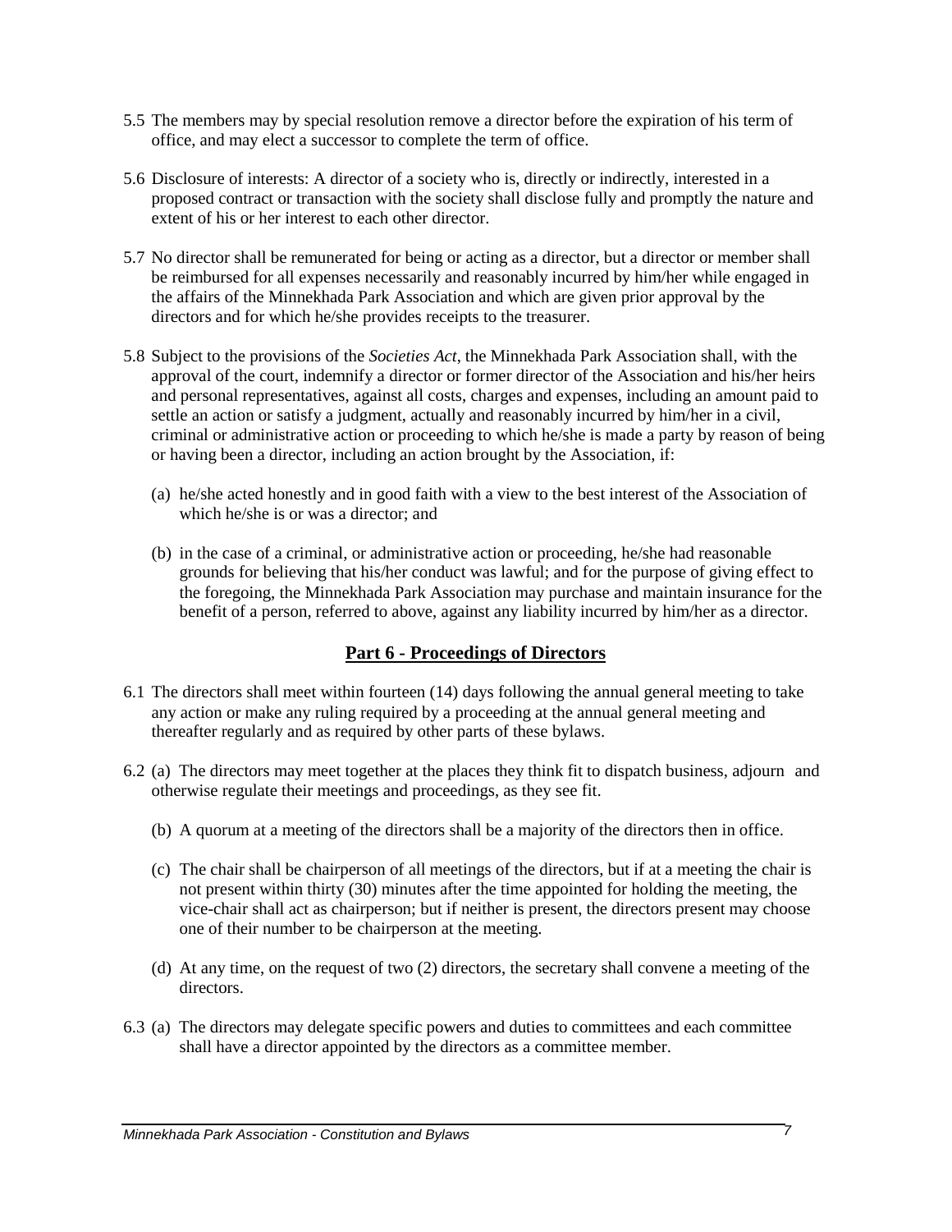5.5 The members may by special resolution remove a director before the expiration of his term of office, and may elect a successor to complete the term of office.

5.6 Disclosure of interests: A director of a society who is, directly or indirectly, interested in a proposed contract or transaction with the society shall disclose fully and promptly the nature and extent of his or her interest to each other director.

5.7 No director shall be remunerated for being or acting as a director, but a director or member shall be reimbursed for all expenses necessarily and reasonably incurred by him/her while engaged in the affairs of the Minnekhada Park Association and which are given prior approval by the directors and for which he/she provides receipts to the treasurer.

5.8 Subject to the provisions of the *Societies Act*, the Minnekhada Park Association shall, with the approval of the court, indemnify a director or former director of the Association and his/her heirs and personal representatives, against all costs, charges and expenses, including an amount paid to settle an action or satisfy a judgment, actually and reasonably incurred by him/her in a civil, criminal or administrative action or proceeding to which he/she is made a party by reason of being or having been a director, including an action brought by the Association, if:

(a) he/she acted honestly and in good faith with a view to the best interest of the Association of which he/she is or was a director; and

(b) in the case of a criminal, or administrative action or proceeding, he/she had reasonable grounds for believing that his/her conduct was lawful; and for the purpose of giving effect to the foregoing, the Minnekhada Park Association may purchase and maintain insurance for the benefit of a person, referred to above, against any liability incurred by him/her as a director.

## Part 6 - Proceedings of Directors

6.1 The directors shall meet within fourteen (14) days following the annual general meeting to take any action or make any ruling required by a proceeding at the annual general meeting and thereafter regularly and as required by other parts of these bylaws.

6.2 (a) The directors may meet together at the places they think fit to dispatch business, adjourn and otherwise regulate their meetings and proceedings, as they see fit.

(b) A quorum at a meeting of the directors shall be a majority of the directors then in office.

(c) The chair shall be chairperson of all meetings of the directors, but if at a meeting the chair is not present within thirty (30) minutes after the time appointed for holding the meeting, the vice-chair shall act as chairperson; but if neither is present, the directors present may choose one of their number to be chairperson at the meeting.

(d) At any time, on the request of two (2) directors, the secretary shall convene a meeting of the directors.

6.3 (a) The directors may delegate specific powers and duties to committees and each committee shall have a director appointed by the directors as a committee member.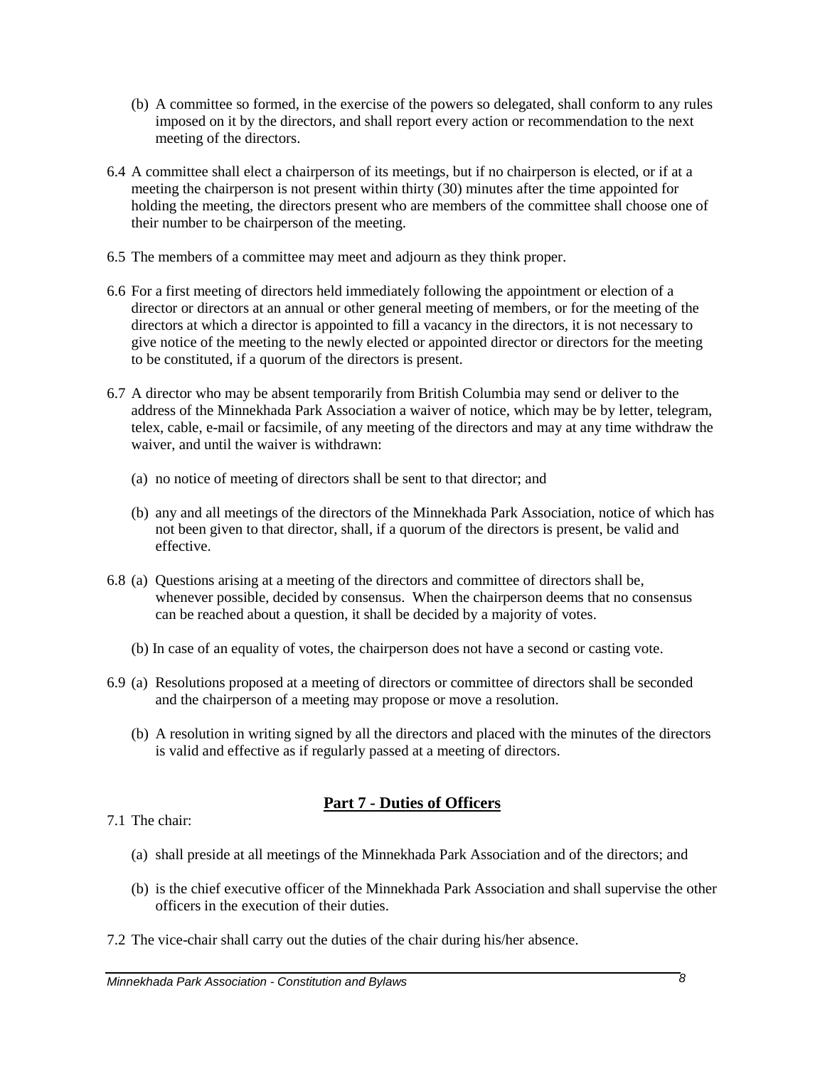(b) A committee so formed, in the exercise of the powers so delegated, shall conform to any rules imposed on it by the directors, and shall report every action or recommendation to the next meeting of the directors.

6.4 A committee shall elect a chairperson of its meetings, but if no chairperson is elected, or if at a meeting the chairperson is not present within thirty (30) minutes after the time appointed for holding the meeting, the directors present who are members of the committee shall choose one of their number to be chairperson of the meeting.

6.5 The members of a committee may meet and adjourn as they think proper.

6.6 For a first meeting of directors held immediately following the appointment or election of a director or directors at an annual or other general meeting of members, or for the meeting of the directors at which a director is appointed to fill a vacancy in the directors, it is not necessary to give notice of the meeting to the newly elected or appointed director or directors for the meeting to be constituted, if a quorum of the directors is present.

6.7 A director who may be absent temporarily from British Columbia may send or deliver to the address of the Minnekhada Park Association a waiver of notice, which may be by letter, telegram, telex, cable, e-mail or facsimile, of any meeting of the directors and may at any time withdraw the waiver, and until the waiver is withdrawn:

(a) no notice of meeting of directors shall be sent to that director; and

(b) any and all meetings of the directors of the Minnekhada Park Association, notice of which has not been given to that director, shall, if a quorum of the directors is present, be valid and effective.

6.8 (a) Questions arising at a meeting of the directors and committee of directors shall be, whenever possible, decided by consensus. When the chairperson deems that no consensus can be reached about a question, it shall be decided by a majority of votes.

(b) In case of an equality of votes, the chairperson does not have a second or casting vote.

6.9 (a) Resolutions proposed at a meeting of directors or committee of directors shall be seconded and the chairperson of a meeting may propose or move a resolution.

(b) A resolution in writing signed by all the directors and placed with the minutes of the directors is valid and effective as if regularly passed at a meeting of directors.

## Part 7 - Duties of Officers

7.1 The chair:

(a) shall preside at all meetings of the Minnekhada Park Association and of the directors; and

(b) is the chief executive officer of the Minnekhada Park Association and shall supervise the other officers in the execution of their duties.

7.2 The vice-chair shall carry out the duties of the chair during his/her absence.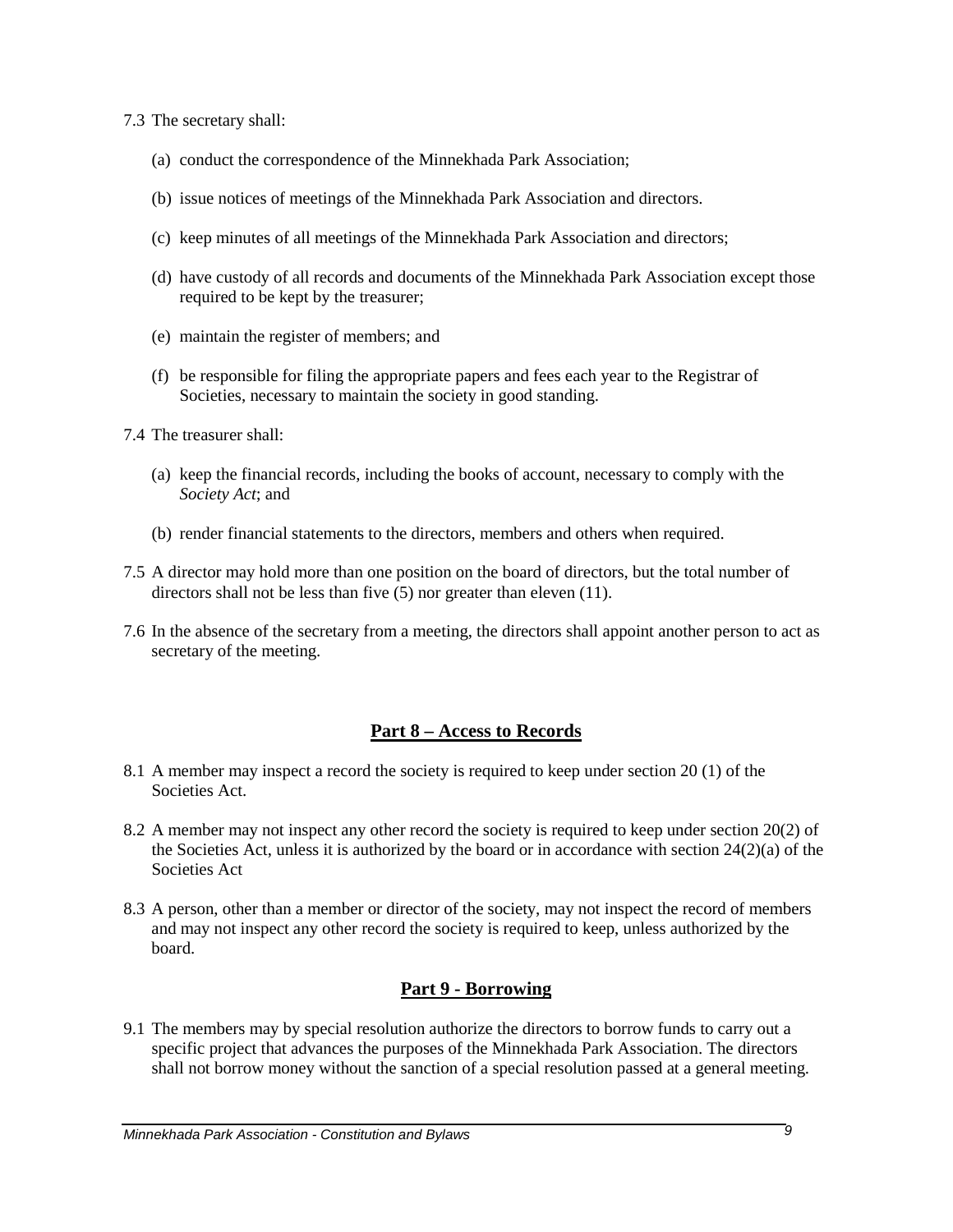7.3 The secretary shall:

(a) conduct the correspondence of the Minnekhada Park Association;

(b) issue notices of meetings of the Minnekhada Park Association and directors.

(c) keep minutes of all meetings of the Minnekhada Park Association and directors;

(d) have custody of all records and documents of the Minnekhada Park Association except those required to be kept by the treasurer;

(e) maintain the register of members; and

(f) be responsible for filing the appropriate papers and fees each year to the Registrar of Societies, necessary to maintain the society in good standing.

7.4 The treasurer shall:

(a) keep the financial records, including the books of account, necessary to comply with the *Society Act*; and

(b) render financial statements to the directors, members and others when required.

7.5 A director may hold more than one position on the board of directors, but the total number of directors shall not be less than five (5) nor greater than eleven (11).

7.6 In the absence of the secretary from a meeting, the directors shall appoint another person to act as secretary of the meeting.

## Part 8 – Access to Records

8.1 A member may inspect a record the society is required to keep under section 20 (1) of the Societies Act.

8.2 A member may not inspect any other record the society is required to keep under section 20(2) of the Societies Act, unless it is authorized by the board or in accordance with section 24(2)(a) of the Societies Act

8.3 A person, other than a member or director of the society, may not inspect the record of members and may not inspect any other record the society is required to keep, unless authorized by the board.

## Part 9 - Borrowing

9.1 The members may by special resolution authorize the directors to borrow funds to carry out a specific project that advances the purposes of the Minnekhada Park Association. The directors shall not borrow money without the sanction of a special resolution passed at a general meeting.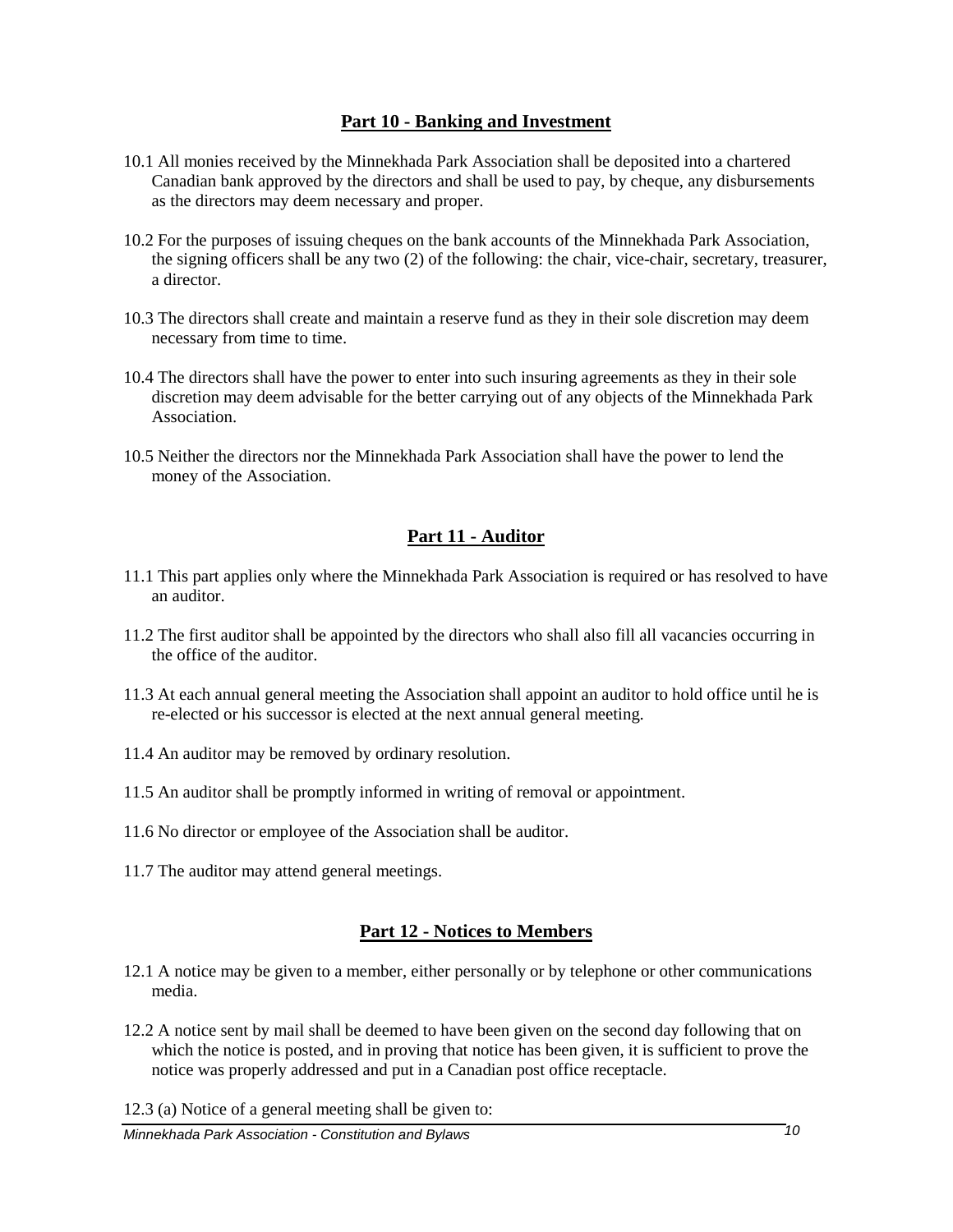## Part 10 - Banking and Investment

10.1 All monies received by the Minnekhada Park Association shall be deposited into a chartered Canadian bank approved by the directors and shall be used to pay, by cheque, any disbursements as the directors may deem necessary and proper.

10.2 For the purposes of issuing cheques on the bank accounts of the Minnekhada Park Association, the signing officers shall be any two (2) of the following: the chair, vice-chair, secretary, treasurer, a director.

10.3 The directors shall create and maintain a reserve fund as they in their sole discretion may deem necessary from time to time.

10.4 The directors shall have the power to enter into such insuring agreements as they in their sole discretion may deem advisable for the better carrying out of any objects of the Minnekhada Park Association.

10.5 Neither the directors nor the Minnekhada Park Association shall have the power to lend the money of the Association.

## Part 11 - Auditor

11.1 This part applies only where the Minnekhada Park Association is required or has resolved to have an auditor.

11.2 The first auditor shall be appointed by the directors who shall also fill all vacancies occurring in the office of the auditor.

11.3 At each annual general meeting the Association shall appoint an auditor to hold office until he is re-elected or his successor is elected at the next annual general meeting.

11.4 An auditor may be removed by ordinary resolution.

11.5 An auditor shall be promptly informed in writing of removal or appointment.

11.6 No director or employee of the Association shall be auditor.

11.7 The auditor may attend general meetings.

## Part 12 - Notices to Members

12.1 A notice may be given to a member, either personally or by telephone or other communications media.

12.2 A notice sent by mail shall be deemed to have been given on the second day following that on which the notice is posted, and in proving that notice has been given, it is sufficient to prove the notice was properly addressed and put in a Canadian post office receptacle.

12.3 (a) Notice of a general meeting shall be given to: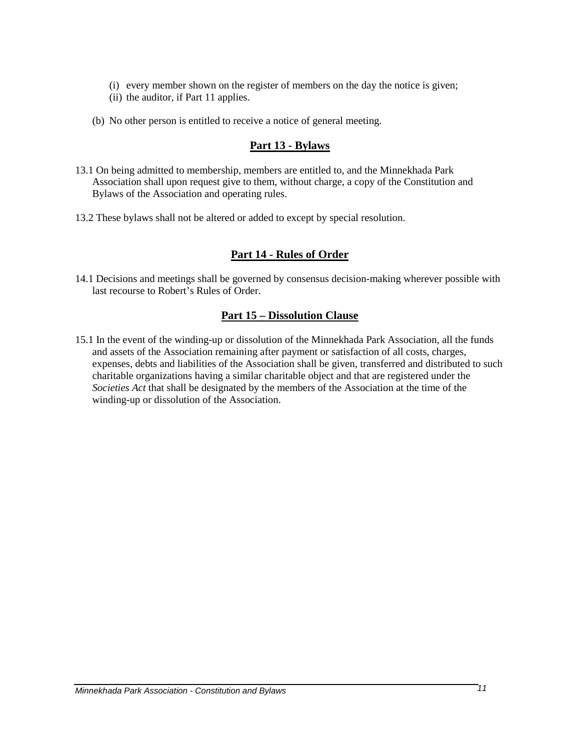(i) every member shown on the register of members on the day the notice is given;
(ii) the auditor, if Part 11 applies.

(b) No other person is entitled to receive a notice of general meeting.

## Part 13 - Bylaws

13.1 On being admitted to membership, members are entitled to, and the Minnekhada Park Association shall upon request give to them, without charge, a copy of the Constitution and Bylaws of the Association and operating rules.

13.2 These bylaws shall not be altered or added to except by special resolution.

## Part 14 - Rules of Order

14.1 Decisions and meetings shall be governed by consensus decision-making wherever possible with last recourse to Robert's Rules of Order.

## Part 15 – Dissolution Clause

15.1 In the event of the winding-up or dissolution of the Minnekhada Park Association, all the funds and assets of the Association remaining after payment or satisfaction of all costs, charges, expenses, debts and liabilities of the Association shall be given, transferred and distributed to such charitable organizations having a similar charitable object and that are registered under the *Societies Act* that shall be designated by the members of the Association at the time of the winding-up or dissolution of the Association.